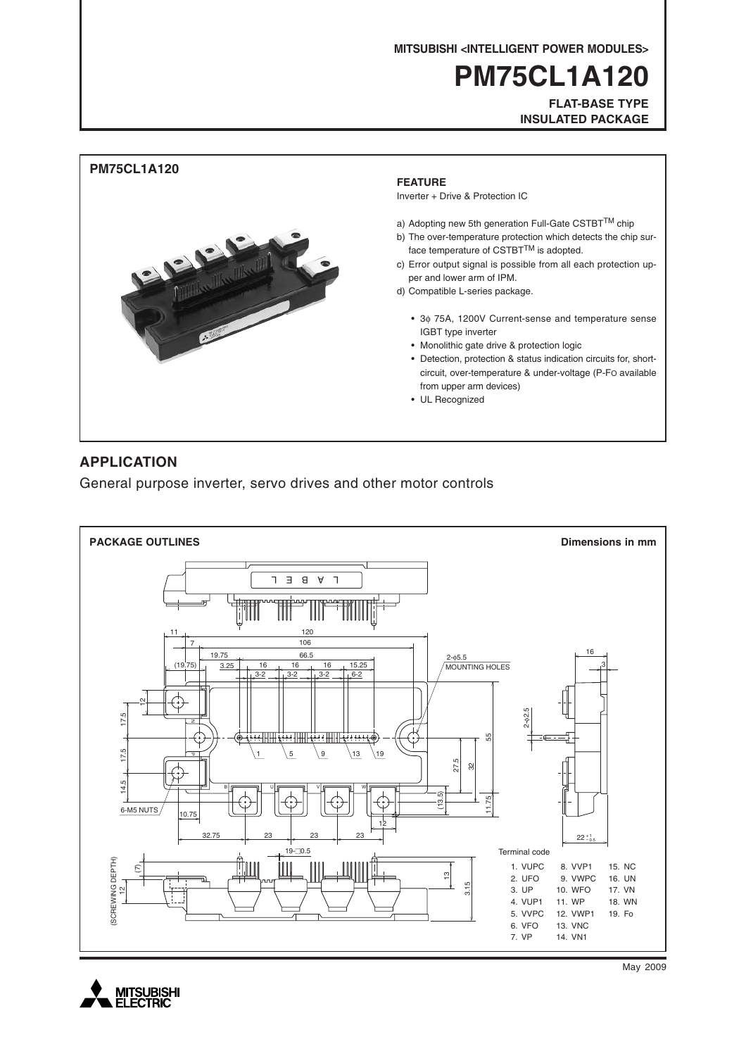MITSUBISHI <INTELLIGENT POWER MODULES>

# PM75CL1A120

**FLAT-BASE TYPE**
**INSULATED PACKAGE**

## PM75CL1A120

### FEATURE

Inverter + Drive & Protection IC

a) Adopting new 5th generation Full-Gate CSTBT™ chip
b) The over-temperature protection which detects the chip surface temperature of CSTBT™ is adopted.
c) Error output signal is possible from all each protection upper and lower arm of IPM.
d) Compatible L-series package.

- 3ϕ 75A, 1200V Current-sense and temperature sense IGBT type inverter
- Monolithic gate drive & protection logic
- Detection, protection & status indication circuits for, short-circuit, over-temperature & under-voltage (P-FO available from upper arm devices)
- UL Recognized

## APPLICATION

General purpose inverter, servo drives and other motor controls

## PACKAGE OUTLINES

Dimensions in mm

Terminal code

| | | |
|---|---|---|
| 1. VUPC | 8. VVP1 | 15. NC |
| 2. UFO | 9. VWPC | 16. UN |
| 3. UP | 10. WFO | 17. VN |
| 4. VUP1 | 11. WP | 18. WN |
| 5. VVPC | 12. VWP1 | 19. Fo |
| 6. VFO | 13. VNC | |
| 7. VP | 14. VN1 | |

May 2009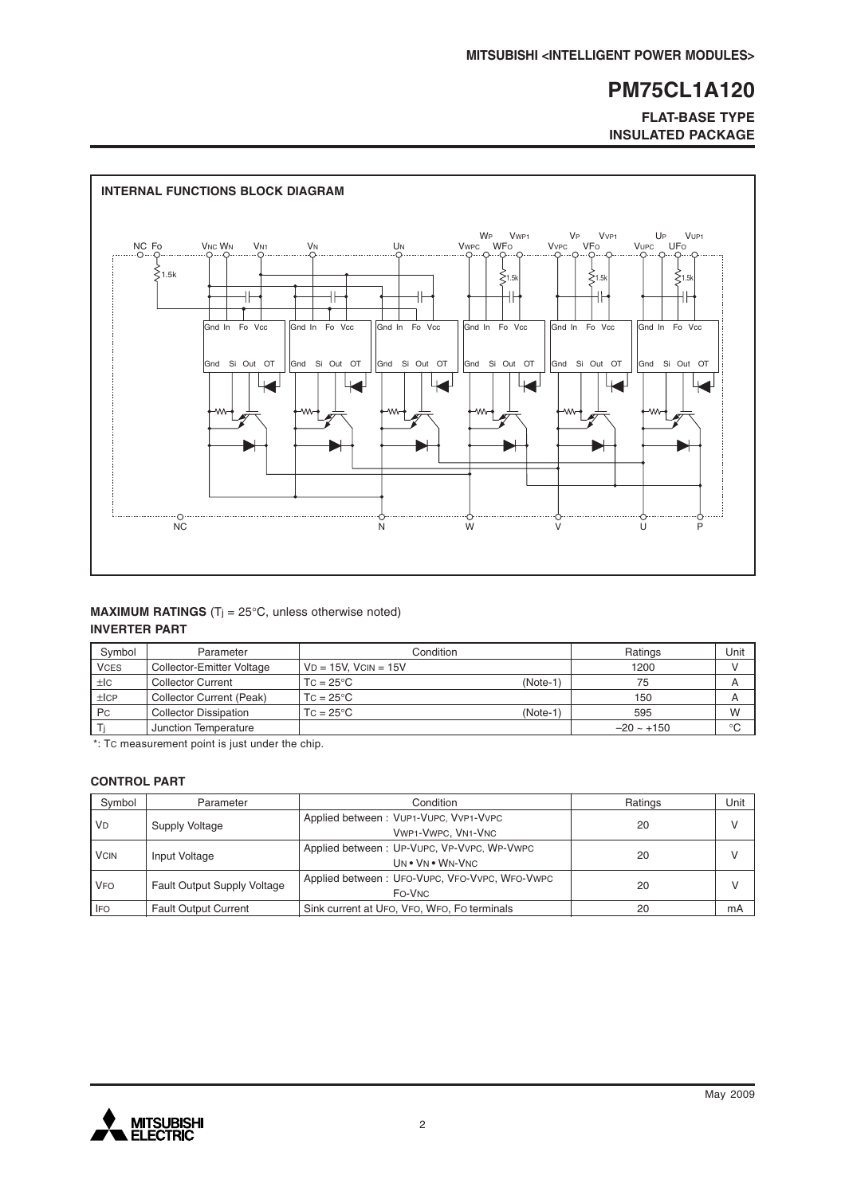## INTERNAL FUNCTIONS BLOCK DIAGRAM

**MAXIMUM RATINGS** ($T_j$ = 25°C, unless otherwise noted)

**INVERTER PART**

| Symbol | Parameter | Condition | Ratings | Unit |
|---|---|---|---|---|
| $V_{CES}$ | Collector-Emitter Voltage | $V_D$ = 15V, $V_{CIN}$ = 15V | 1200 | V |
| $\pm I_C$ | Collector Current | $T_C$ = 25°C (Note-1) | 75 | A |
| $\pm I_{CP}$ | Collector Current (Peak) | $T_C$ = 25°C | 150 | A |
| $P_C$ | Collector Dissipation | $T_C$ = 25°C (Note-1) | 595 | W |
| $T_j$ | Junction Temperature | | –20 ~ +150 | °C |

*: $T_C$ measurement point is just under the chip.

**CONTROL PART**

| Symbol | Parameter | Condition | Ratings | Unit |
|---|---|---|---|---|
| $V_D$ | Supply Voltage | Applied between : $V_{UP1}$-$V_{UPC}$, $V_{VP1}$-$V_{VPC}$, $V_{WP1}$-$V_{WPC}$, $V_{N1}$-$V_{NC}$ | 20 | V |
| $V_{CIN}$ | Input Voltage | Applied between : $U_P$-$V_{UPC}$, $V_P$-$V_{VPC}$, $W_P$-$V_{WPC}$, $U_N$ • $V_N$ • $W_N$-$V_{NC}$ | 20 | V |
| $V_{FO}$ | Fault Output Supply Voltage | Applied between : $U_{FO}$-$V_{UPC}$, $V_{FO}$-$V_{VPC}$, $W_{FO}$-$V_{WPC}$, $F_O$-$V_{NC}$ | 20 | V |
| $I_{FO}$ | Fault Output Current | Sink current at $U_{FO}$, $V_{FO}$, $W_{FO}$, $F_O$ terminals | 20 | mA |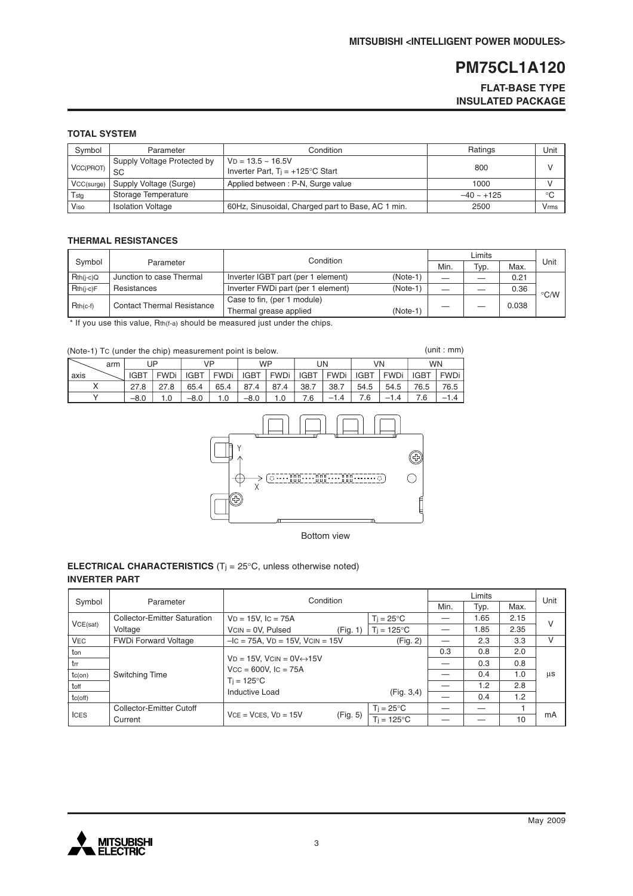**PM75CL1A120**

**FLAT-BASE TYPE**
**INSULATED PACKAGE**

### TOTAL SYSTEM

| Symbol | Parameter | Condition | Ratings | Unit |
|---|---|---|---|---|
| $V_{CC(PROT)}$ | Supply Voltage Protected by SC | $V_D$ = 13.5 ~ 16.5V<br>Inverter Part, $T_j$ = +125°C Start | 800 | V |
| $V_{CC(surge)}$ | Supply Voltage (Surge) | Applied between : P-N, Surge value | 1000 | V |
| $T_{stg}$ | Storage Temperature | | –40 ~ +125 | °C |
| $V_{iso}$ | Isolation Voltage | 60Hz, Sinusoidal, Charged part to Base, AC 1 min. | 2500 | Vrms |

### THERMAL RESISTANCES

| Symbol | Parameter | Condition | Limits Min. | Limits Typ. | Limits Max. | Unit |
|---|---|---|---|---|---|---|
| $R_{th(j-c)Q}$ | Junction to case Thermal Resistances | Inverter IGBT part (per 1 element) (Note-1) | — | — | 0.21 | °C/W |
| $R_{th(j-c)F}$ | | Inverter FWDi part (per 1 element) (Note-1) | — | — | 0.36 | |
| $R_{th(c-f)}$ | Contact Thermal Resistance | Case to fin, (per 1 module)<br>Thermal grease applied (Note-1) | — | — | 0.038 | |

* If you use this value, $R_{th(f-a)}$ should be measured just under the chips.

(Note-1) $T_C$ (under the chip) measurement point is below. (unit : mm)

| axis \ arm | UP IGBT | UP FWDi | VP IGBT | VP FWDi | WP IGBT | WP FWDi | UN IGBT | UN FWDi | VN IGBT | VN FWDi | WN IGBT | WN FWDi |
|---|---|---|---|---|---|---|---|---|---|---|---|---|
| X | 27.8 | 27.8 | 65.4 | 65.4 | 87.4 | 87.4 | 38.7 | 38.7 | 54.5 | 54.5 | 76.5 | 76.5 |
| Y | –8.0 | 1.0 | –8.0 | 1.0 | –8.0 | 1.0 | 7.6 | –1.4 | 7.6 | –1.4 | 7.6 | –1.4 |

Bottom view

### ELECTRICAL CHARACTERISTICS ($T_j$ = 25°C, unless otherwise noted)
### INVERTER PART

| Symbol | Parameter | Condition | | Limits Min. | Limits Typ. | Limits Max. | Unit |
|---|---|---|---|---|---|---|---|
| $V_{CE(sat)}$ | Collector-Emitter Saturation Voltage | $V_D$ = 15V, $I_C$ = 75A<br>$V_{CIN}$ = 0V, Pulsed (Fig. 1) | $T_j$ = 25°C | — | 1.65 | 2.15 | V |
| | | | $T_j$ = 125°C | — | 1.85 | 2.35 | |
| $V_{EC}$ | FWDi Forward Voltage | $-I_C$ = 75A, $V_D$ = 15V, $V_{CIN}$ = 15V (Fig. 2) | | — | 2.3 | 3.3 | V |
| $t_{on}$ | Switching Time | $V_D$ = 15V, $V_{CIN}$ = 0V↔15V<br>$V_{CC}$ = 600V, $I_C$ = 75A<br>$T_j$ = 125°C<br>Inductive Load (Fig. 3,4) | | 0.3 | 0.8 | 2.0 | μs |
| $t_{rr}$ | | | | — | 0.3 | 0.8 | |
| $t_{c(on)}$ | | | | — | 0.4 | 1.0 | |
| $t_{off}$ | | | | — | 1.2 | 2.8 | |
| $t_{c(off)}$ | | | | — | 0.4 | 1.2 | |
| $I_{CES}$ | Collector-Emitter Cutoff Current | $V_{CE}$ = $V_{CES}$, $V_D$ = 15V (Fig. 5) | $T_j$ = 25°C | — | — | 1 | mA |
| | | | $T_j$ = 125°C | — | — | 10 | |

May 2009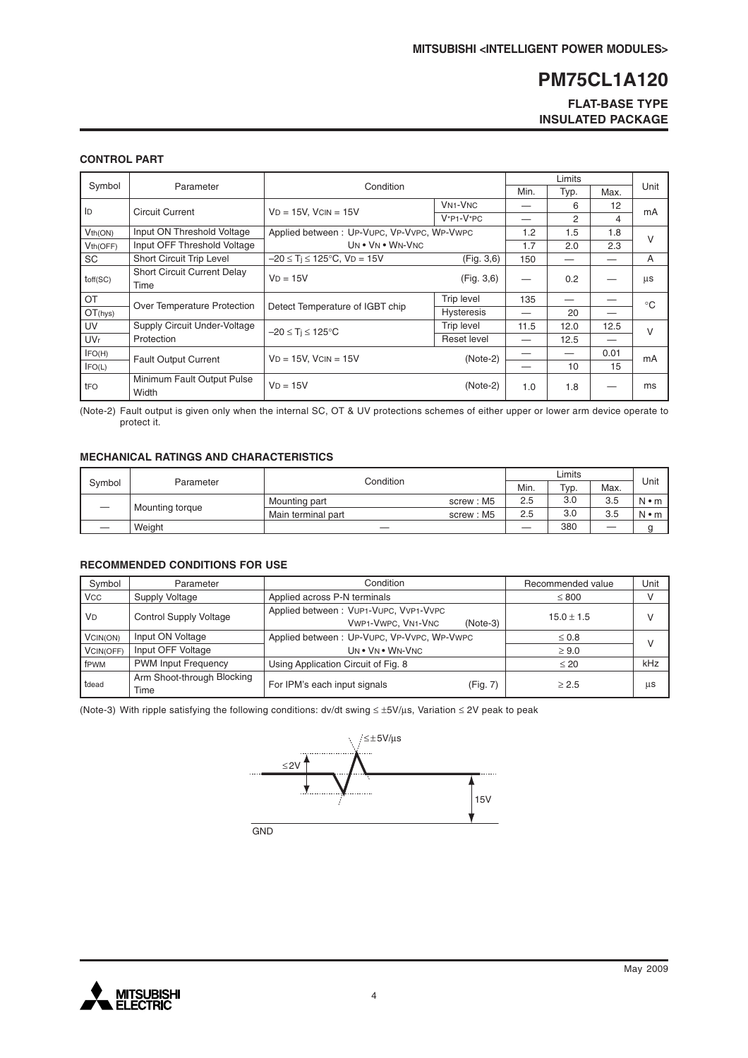# PM75CL1A120

**FLAT-BASE TYPE**
**INSULATED PACKAGE**

### CONTROL PART

| Symbol | Parameter | Condition | | Limits Min. | Typ. | Max. | Unit |
|---|---|---|---|---|---|---|---|
| $I_D$ | Circuit Current | $V_D$ = 15V, $V_{CIN}$ = 15V | $V_{N1}$-$V_{NC}$ | — | 6 | 12 | mA |
| | | | $V_{*P1}$-$V_{*PC}$ | — | 2 | 4 | |
| $V_{th(ON)}$ | Input ON Threshold Voltage | Applied between : $U_P$-$V_{UPC}$, $V_P$-$V_{VPC}$, $W_P$-$V_{WPC}$ | | 1.2 | 1.5 | 1.8 | V |
| $V_{th(OFF)}$ | Input OFF Threshold Voltage | $U_N$ • $V_N$ • $W_N$-$V_{NC}$ | | 1.7 | 2.0 | 2.3 | |
| SC | Short Circuit Trip Level | $-20 \le T_j \le 125$°C, $V_D$ = 15V | (Fig. 3,6) | 150 | — | — | A |
| $t_{off(SC)}$ | Short Circuit Current Delay Time | $V_D$ = 15V | (Fig. 3,6) | — | 0.2 | — | µs |
| OT | Over Temperature Protection | Detect Temperature of IGBT chip | Trip level | 135 | — | — | °C |
| $OT_{(hys)}$ | | | Hysteresis | — | 20 | — | |
| UV | Supply Circuit Under-Voltage Protection | $-20 \le T_j \le 125$°C | Trip level | 11.5 | 12.0 | 12.5 | V |
| $UV_r$ | | | Reset level | — | 12.5 | — | |
| $I_{FO(H)}$ | Fault Output Current | $V_D$ = 15V, $V_{CIN}$ = 15V | (Note-2) | — | — | 0.01 | mA |
| $I_{FO(L)}$ | | | | — | 10 | 15 | |
| $t_{FO}$ | Minimum Fault Output Pulse Width | $V_D$ = 15V | (Note-2) | 1.0 | 1.8 | — | ms |

(Note-2) Fault output is given only when the internal SC, OT & UV protections schemes of either upper or lower arm device operate to protect it.

### MECHANICAL RATINGS AND CHARACTERISTICS

| Symbol | Parameter | Condition | | Limits Min. | Typ. | Max. | Unit |
|---|---|---|---|---|---|---|---|
| — | Mounting torque | Mounting part | screw : M5 | 2.5 | 3.0 | 3.5 | N • m |
| | | Main terminal part | screw : M5 | 2.5 | 3.0 | 3.5 | N • m |
| — | Weight | — | | — | 380 | — | g |

### RECOMMENDED CONDITIONS FOR USE

| Symbol | Parameter | Condition | Recommended value | Unit |
|---|---|---|---|---|
| $V_{CC}$ | Supply Voltage | Applied across P-N terminals | ≤ 800 | V |
| $V_D$ | Control Supply Voltage | Applied between : $V_{UP1}$-$V_{UPC}$, $V_{VP1}$-$V_{VPC}$ $V_{WP1}$-$V_{WPC}$, $V_{N1}$-$V_{NC}$ (Note-3) | 15.0 ± 1.5 | V |
| $V_{CIN(ON)}$ | Input ON Voltage | Applied between : $U_P$-$V_{UPC}$, $V_P$-$V_{VPC}$, $W_P$-$V_{WPC}$ | ≤ 0.8 | V |
| $V_{CIN(OFF)}$ | Input OFF Voltage | $U_N$ • $V_N$ • $W_N$-$V_{NC}$ | ≥ 9.0 | |
| $f_{PWM}$ | PWM Input Frequency | Using Application Circuit of Fig. 8 | ≤ 20 | kHz |
| $t_{dead}$ | Arm Shoot-through Blocking Time | For IPM's each input signals (Fig. 7) | ≥ 2.5 | µs |

(Note-3) With ripple satisfying the following conditions: dv/dt swing ≤ ±5V/µs, Variation ≤ 2V peak to peak

≤±5V/µs

≤2V

15V

GND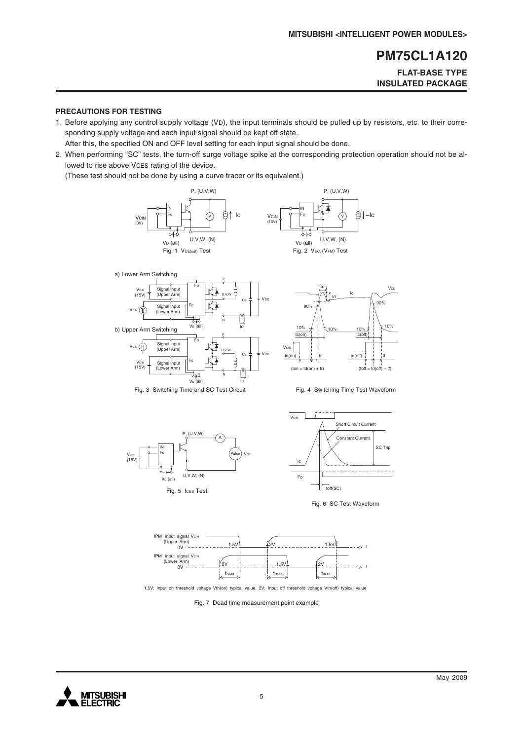## PRECAUTIONS FOR TESTING

1. Before applying any control supply voltage ($V_D$), the input terminals should be pulled up by resistors, etc. to their corresponding supply voltage and each input signal should be kept off state.
   After this, the specified ON and OFF level setting for each input signal should be done.
2. When performing "SC" tests, the turn-off surge voltage spike at the corresponding protection operation should not be allowed to rise above $V_{CES}$ rating of the device.
   (These test should not be done by using a curve tracer or its equivalent.)

Fig. 1 $V_{CE(sat)}$ Test

Fig. 2 $V_{EC}$, ($V_{FM}$) Test

Fig. 3 Switching Time and SC Test Circuit

Fig. 4 Switching Time Test Waveform

Fig. 5 $I_{CES}$ Test

Fig. 6 SC Test Waveform

1.5V: Input on threshold voltage Vth(on) typical value, 2V: Input off threshold voltage Vth(off) typical value

Fig. 7 Dead time measurement point example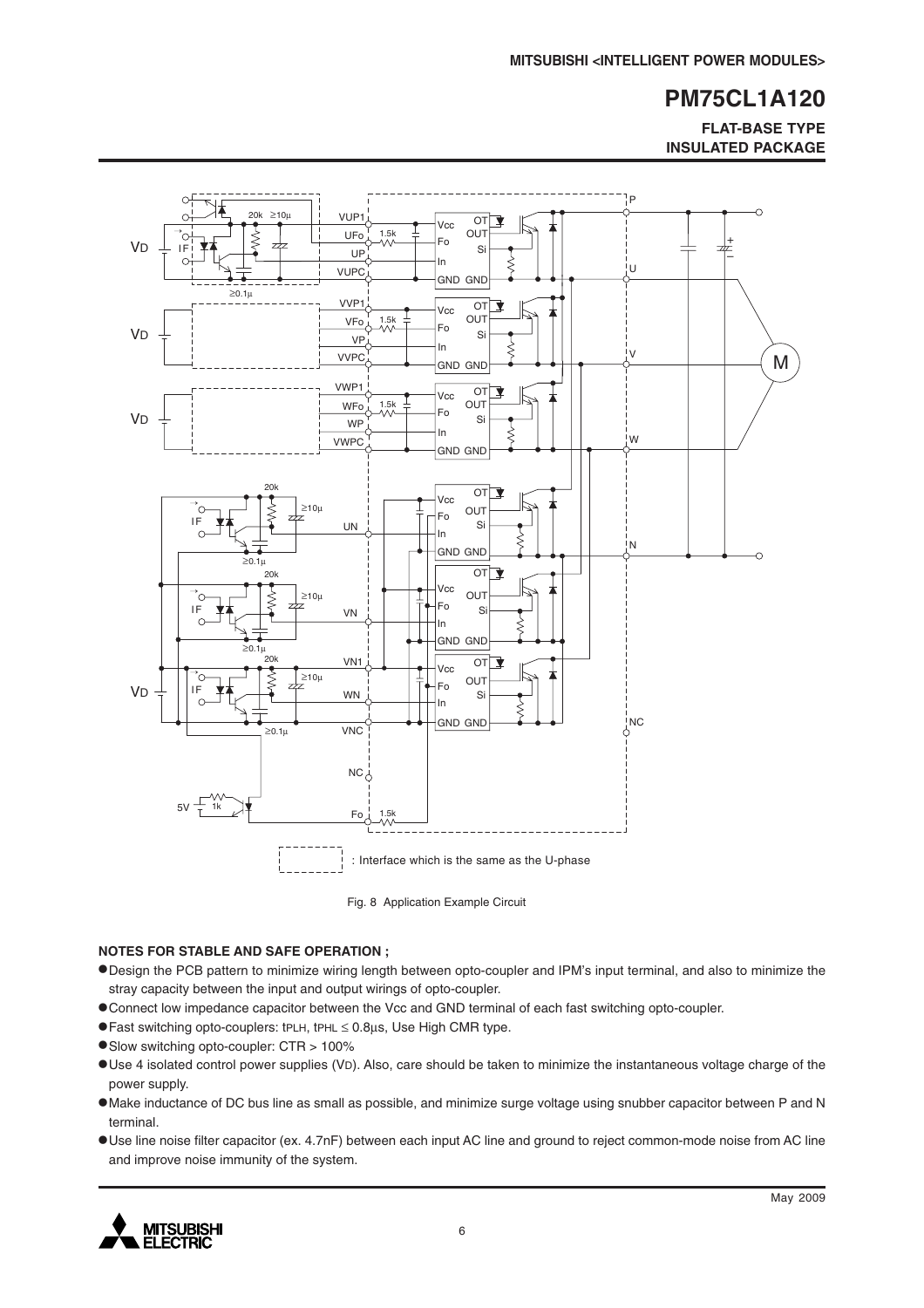Fig. 8 Application Example Circuit

### NOTES FOR STABLE AND SAFE OPERATION ;

- Design the PCB pattern to minimize wiring length between opto-coupler and IPM's input terminal, and also to minimize the stray capacity between the input and output wirings of opto-coupler.
- Connect low impedance capacitor between the Vcc and GND terminal of each fast switching opto-coupler.
- Fast switching opto-couplers: $t_{PLH}$, $t_{PHL} \leq 0.8\mu s$, Use High CMR type.
- Slow switching opto-coupler: CTR > 100%
- Use 4 isolated control power supplies ($V_D$). Also, care should be taken to minimize the instantaneous voltage charge of the power supply.
- Make inductance of DC bus line as small as possible, and minimize surge voltage using snubber capacitor between P and N terminal.
- Use line noise filter capacitor (ex. 4.7nF) between each input AC line and ground to reject common-mode noise from AC line and improve noise immunity of the system.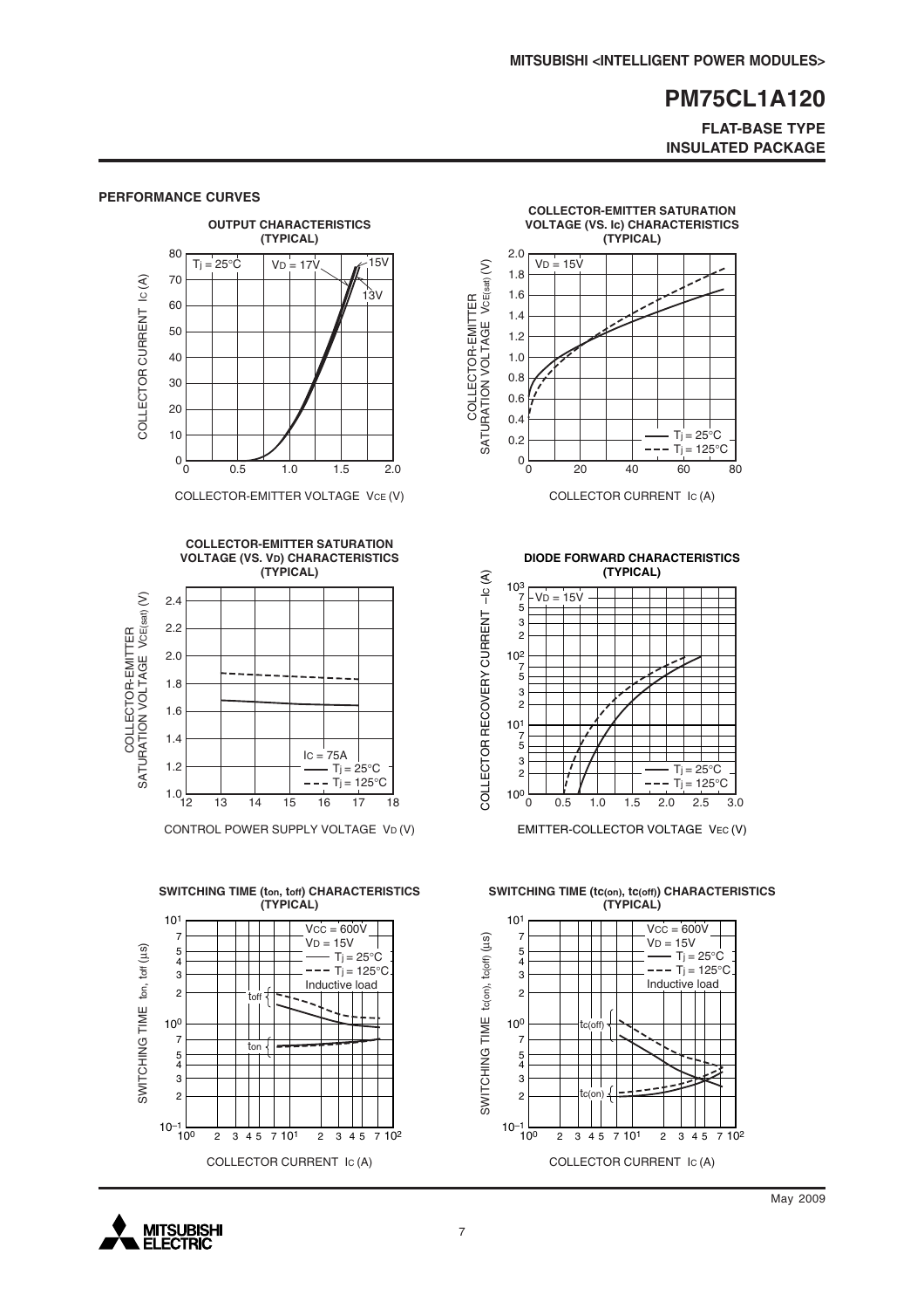## PERFORMANCE CURVES

**OUTPUT CHARACTERISTICS (TYPICAL)**

$T_j = 25°C$, $V_D = 17V$, 15V, 13V

COLLECTOR CURRENT $I_C$ (A) vs. COLLECTOR-EMITTER VOLTAGE $V_{CE}$ (V)

**COLLECTOR-EMITTER SATURATION VOLTAGE (VS. Ic) CHARACTERISTICS (TYPICAL)**

$V_D = 15V$; —— $T_j = 25°C$; - - - $T_j = 125°C$

COLLECTOR-EMITTER SATURATION VOLTAGE $V_{CE(sat)}$ (V) vs. COLLECTOR CURRENT $I_C$ (A)

**COLLECTOR-EMITTER SATURATION VOLTAGE (VS. $V_D$) CHARACTERISTICS (TYPICAL)**

$I_C = 75A$; —— $T_j = 25°C$; - - - $T_j = 125°C$

COLLECTOR-EMITTER SATURATION VOLTAGE $V_{CE(sat)}$ (V) vs. CONTROL POWER SUPPLY VOLTAGE $V_D$ (V)

**DIODE FORWARD CHARACTERISTICS (TYPICAL)**

$V_D = 15V$; —— $T_j = 25°C$; - - - $T_j = 125°C$

COLLECTOR RECOVERY CURRENT $-I_C$ (A) vs. EMITTER-COLLECTOR VOLTAGE $V_{EC}$ (V)

**SWITCHING TIME ($t_{on}$, $t_{off}$) CHARACTERISTICS (TYPICAL)**

$V_{CC} = 600V$, $V_D = 15V$; —— $T_j = 25°C$; - - - $T_j = 125°C$; Inductive load

SWITCHING TIME $t_{on}$, $t_{off}$ (µs) vs. COLLECTOR CURRENT $I_C$ (A)

**SWITCHING TIME ($t_{c(on)}$, $t_{c(off)}$) CHARACTERISTICS (TYPICAL)**

$V_{CC} = 600V$, $V_D = 15V$; —— $T_j = 25°C$; - - - $T_j = 125°C$; Inductive load

SWITCHING TIME $t_{c(on)}$, $t_{c(off)}$ (µs) vs. COLLECTOR CURRENT $I_C$ (A)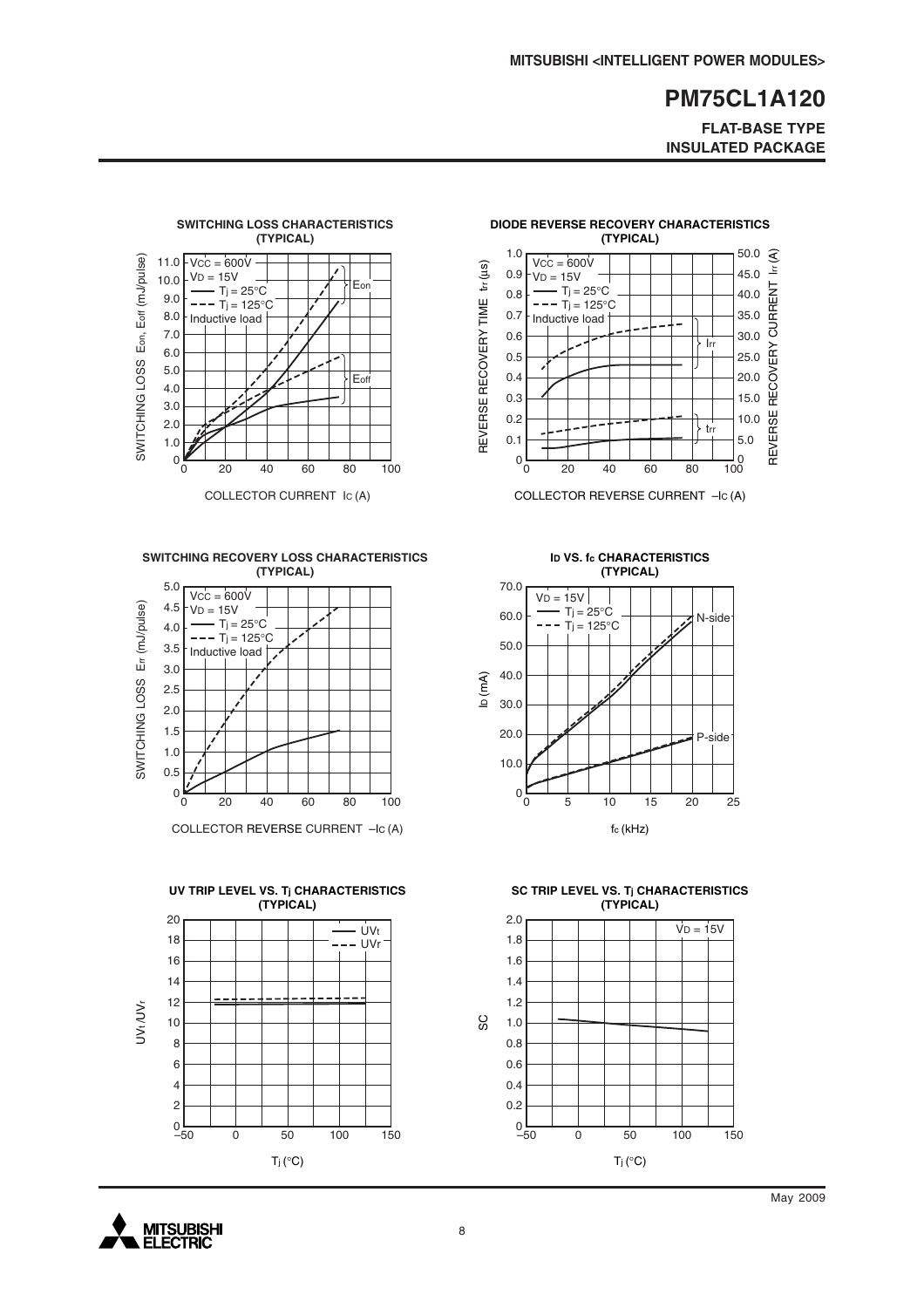### SWITCHING LOSS CHARACTERISTICS (TYPICAL)

$V_{CC}$ = 600V
$V_D$ = 15V
—— $T_j$ = 25°C
- - - $T_j$ = 125°C
Inductive load

SWITCHING LOSS $E_{on}$, $E_{off}$ (mJ/pulse)

COLLECTOR CURRENT $I_C$ (A)

### DIODE REVERSE RECOVERY CHARACTERISTICS (TYPICAL)

$V_{CC}$ = 600V
$V_D$ = 15V
—— $T_j$ = 25°C
- - - $T_j$ = 125°C
Inductive load

REVERSE RECOVERY TIME $t_{rr}$ (µs)

REVERSE RECOVERY CURRENT $I_{rr}$ (A)

COLLECTOR REVERSE CURRENT $-I_C$ (A)

### SWITCHING RECOVERY LOSS CHARACTERISTICS (TYPICAL)

$V_{CC}$ = 600V
$V_D$ = 15V
—— $T_j$ = 25°C
- - - $T_j$ = 125°C
Inductive load

SWITCHING LOSS $E_{rr}$ (mJ/pulse)

COLLECTOR REVERSE CURRENT $-I_C$ (A)

### $I_D$ VS. $f_c$ CHARACTERISTICS (TYPICAL)

$V_D$ = 15V
—— $T_j$ = 25°C
- - - $T_j$ = 125°C

N-side
P-side

$I_D$ (mA)

$f_c$ (kHz)

### UV TRIP LEVEL VS. $T_j$ CHARACTERISTICS (TYPICAL)

—— $UV_t$
- - - $UV_r$

$UV_t$/$UV_r$

$T_j$ (°C)

### SC TRIP LEVEL VS. $T_j$ CHARACTERISTICS (TYPICAL)

$V_D$ = 15V

SC

$T_j$ (°C)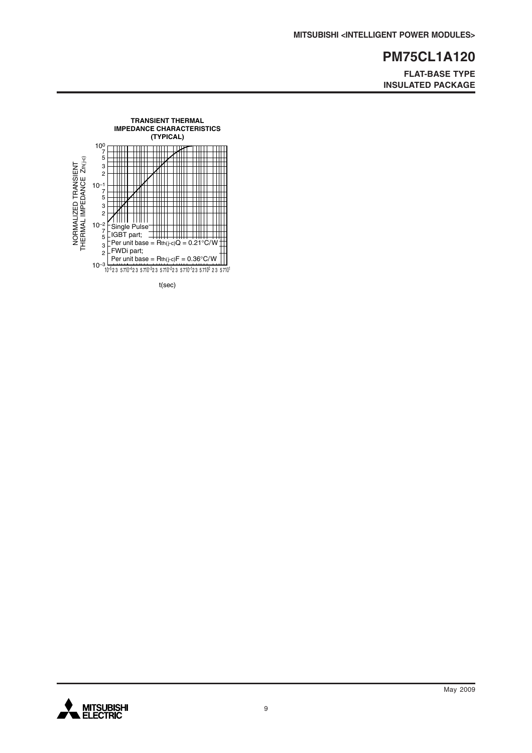TRANSIENT THERMAL IMPEDANCE CHARACTERISTICS (TYPICAL)

NORMALIZED TRANSIENT THERMAL IMPEDANCE $Z_{th(j-c)}$

$10^0$
7
5
3
2
$10^{-1}$
7
5
3
2
$10^{-2}$
7
5
3
2
$10^{-3}$

Single Pulse
IGBT part;
Per unit base = $R_{th(j-c)}Q$ = 0.21°C/W
FWDi part;
Per unit base = $R_{th(j-c)}F$ = 0.36°C/W

$10^{-5}$ 2 3 5 7 $10^{-4}$ 2 3 5 7 $10^{-3}$ 2 3 5 7 $10^{-2}$ 2 3 5 7 $10^{-1}$ 2 3 5 7 $10^{0}$ 2 3 5 7 $10^{1}$

t(sec)